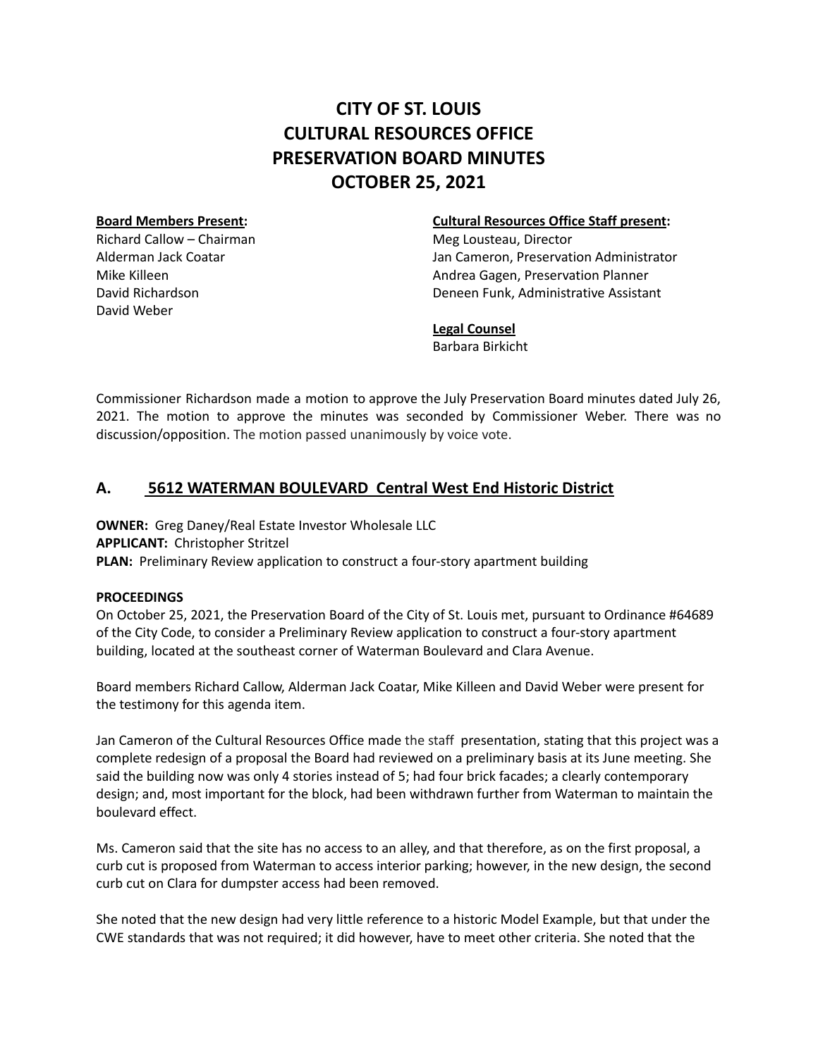# CITY OF ST. LOUIS
# CULTURAL RESOURCES OFFICE
# PRESERVATION BOARD MINUTES
# OCTOBER 25, 2021

**Board Members Present:**
Richard Callow – Chairman
Alderman Jack Coatar
Mike Killeen
David Richardson
David Weber

**Cultural Resources Office Staff present:**
Meg Lousteau, Director
Jan Cameron, Preservation Administrator
Andrea Gagen, Preservation Planner
Deneen Funk, Administrative Assistant

**Legal Counsel**
Barbara Birkicht

Commissioner Richardson made a motion to approve the July Preservation Board minutes dated July 26, 2021. The motion to approve the minutes was seconded by Commissioner Weber. There was no discussion/opposition. The motion passed unanimously by voice vote.

## A. 5612 WATERMAN BOULEVARD Central West End Historic District

**OWNER:** Greg Daney/Real Estate Investor Wholesale LLC
**APPLICANT:** Christopher Stritzel
**PLAN:** Preliminary Review application to construct a four-story apartment building

**PROCEEDINGS**
On October 25, 2021, the Preservation Board of the City of St. Louis met, pursuant to Ordinance #64689 of the City Code, to consider a Preliminary Review application to construct a four-story apartment building, located at the southeast corner of Waterman Boulevard and Clara Avenue.

Board members Richard Callow, Alderman Jack Coatar, Mike Killeen and David Weber were present for the testimony for this agenda item.

Jan Cameron of the Cultural Resources Office made the staff presentation, stating that this project was a complete redesign of a proposal the Board had reviewed on a preliminary basis at its June meeting. She said the building now was only 4 stories instead of 5; had four brick facades; a clearly contemporary design; and, most important for the block, had been withdrawn further from Waterman to maintain the boulevard effect.

Ms. Cameron said that the site has no access to an alley, and that therefore, as on the first proposal, a curb cut is proposed from Waterman to access interior parking; however, in the new design, the second curb cut on Clara for dumpster access had been removed.

She noted that the new design had very little reference to a historic Model Example, but that under the CWE standards that was not required; it did however, have to meet other criteria. She noted that the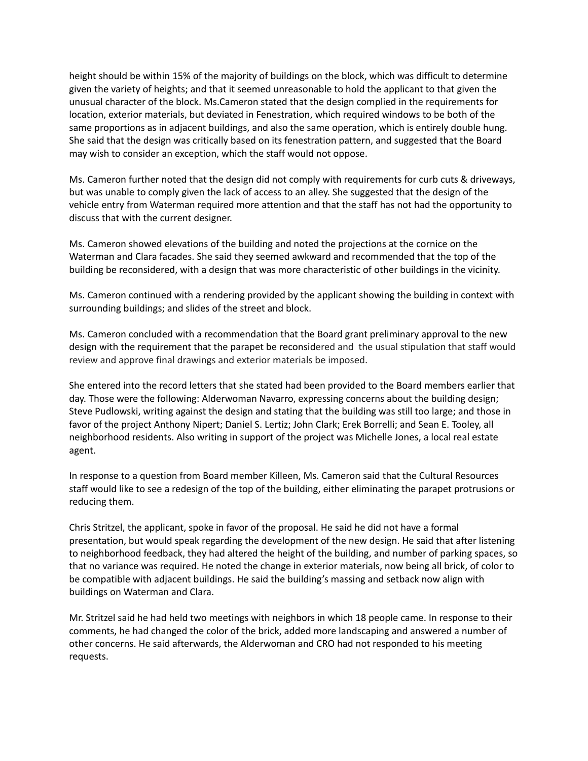height should be within 15% of the majority of buildings on the block, which was difficult to determine given the variety of heights; and that it seemed unreasonable to hold the applicant to that given the unusual character of the block. Ms.Cameron stated that the design complied in the requirements for location, exterior materials, but deviated in Fenestration, which required windows to be both of the same proportions as in adjacent buildings, and also the same operation, which is entirely double hung. She said that the design was critically based on its fenestration pattern, and suggested that the Board may wish to consider an exception, which the staff would not oppose.

Ms. Cameron further noted that the design did not comply with requirements for curb cuts & driveways, but was unable to comply given the lack of access to an alley. She suggested that the design of the vehicle entry from Waterman required more attention and that the staff has not had the opportunity to discuss that with the current designer.

Ms. Cameron showed elevations of the building and noted the projections at the cornice on the Waterman and Clara facades. She said they seemed awkward and recommended that the top of the building be reconsidered, with a design that was more characteristic of other buildings in the vicinity.

Ms. Cameron continued with a rendering provided by the applicant showing the building in context with surrounding buildings; and slides of the street and block.

Ms. Cameron concluded with a recommendation that the Board grant preliminary approval to the new design with the requirement that the parapet be reconsidered and the usual stipulation that staff would review and approve final drawings and exterior materials be imposed.

She entered into the record letters that she stated had been provided to the Board members earlier that day. Those were the following: Alderwoman Navarro, expressing concerns about the building design; Steve Pudlowski, writing against the design and stating that the building was still too large; and those in favor of the project Anthony Nipert; Daniel S. Lertiz; John Clark; Erek Borrelli; and Sean E. Tooley, all neighborhood residents. Also writing in support of the project was Michelle Jones, a local real estate agent.

In response to a question from Board member Killeen, Ms. Cameron said that the Cultural Resources staff would like to see a redesign of the top of the building, either eliminating the parapet protrusions or reducing them.

Chris Stritzel, the applicant, spoke in favor of the proposal. He said he did not have a formal presentation, but would speak regarding the development of the new design. He said that after listening to neighborhood feedback, they had altered the height of the building, and number of parking spaces, so that no variance was required. He noted the change in exterior materials, now being all brick, of color to be compatible with adjacent buildings. He said the building's massing and setback now align with buildings on Waterman and Clara.

Mr. Stritzel said he had held two meetings with neighbors in which 18 people came. In response to their comments, he had changed the color of the brick, added more landscaping and answered a number of other concerns. He said afterwards, the Alderwoman and CRO had not responded to his meeting requests.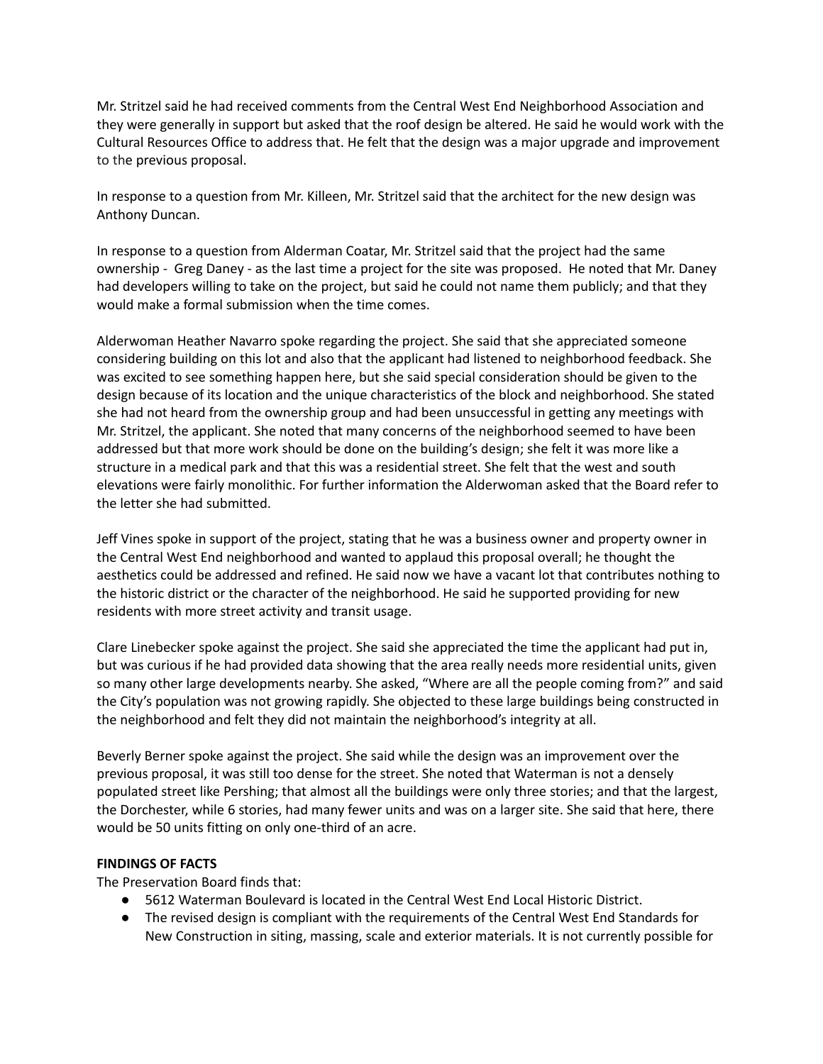Mr. Stritzel said he had received comments from the Central West End Neighborhood Association and they were generally in support but asked that the roof design be altered. He said he would work with the Cultural Resources Office to address that. He felt that the design was a major upgrade and improvement to the previous proposal.

In response to a question from Mr. Killeen, Mr. Stritzel said that the architect for the new design was Anthony Duncan.

In response to a question from Alderman Coatar, Mr. Stritzel said that the project had the same ownership - Greg Daney - as the last time a project for the site was proposed. He noted that Mr. Daney had developers willing to take on the project, but said he could not name them publicly; and that they would make a formal submission when the time comes.

Alderwoman Heather Navarro spoke regarding the project. She said that she appreciated someone considering building on this lot and also that the applicant had listened to neighborhood feedback. She was excited to see something happen here, but she said special consideration should be given to the design because of its location and the unique characteristics of the block and neighborhood. She stated she had not heard from the ownership group and had been unsuccessful in getting any meetings with Mr. Stritzel, the applicant. She noted that many concerns of the neighborhood seemed to have been addressed but that more work should be done on the building's design; she felt it was more like a structure in a medical park and that this was a residential street. She felt that the west and south elevations were fairly monolithic. For further information the Alderwoman asked that the Board refer to the letter she had submitted.

Jeff Vines spoke in support of the project, stating that he was a business owner and property owner in the Central West End neighborhood and wanted to applaud this proposal overall; he thought the aesthetics could be addressed and refined. He said now we have a vacant lot that contributes nothing to the historic district or the character of the neighborhood. He said he supported providing for new residents with more street activity and transit usage.

Clare Linebecker spoke against the project. She said she appreciated the time the applicant had put in, but was curious if he had provided data showing that the area really needs more residential units, given so many other large developments nearby. She asked, "Where are all the people coming from?" and said the City's population was not growing rapidly. She objected to these large buildings being constructed in the neighborhood and felt they did not maintain the neighborhood's integrity at all.

Beverly Berner spoke against the project. She said while the design was an improvement over the previous proposal, it was still too dense for the street. She noted that Waterman is not a densely populated street like Pershing; that almost all the buildings were only three stories; and that the largest, the Dorchester, while 6 stories, had many fewer units and was on a larger site. She said that here, there would be 50 units fitting on only one-third of an acre.

**FINDINGS OF FACTS**

The Preservation Board finds that:

- 5612 Waterman Boulevard is located in the Central West End Local Historic District.
- The revised design is compliant with the requirements of the Central West End Standards for New Construction in siting, massing, scale and exterior materials. It is not currently possible for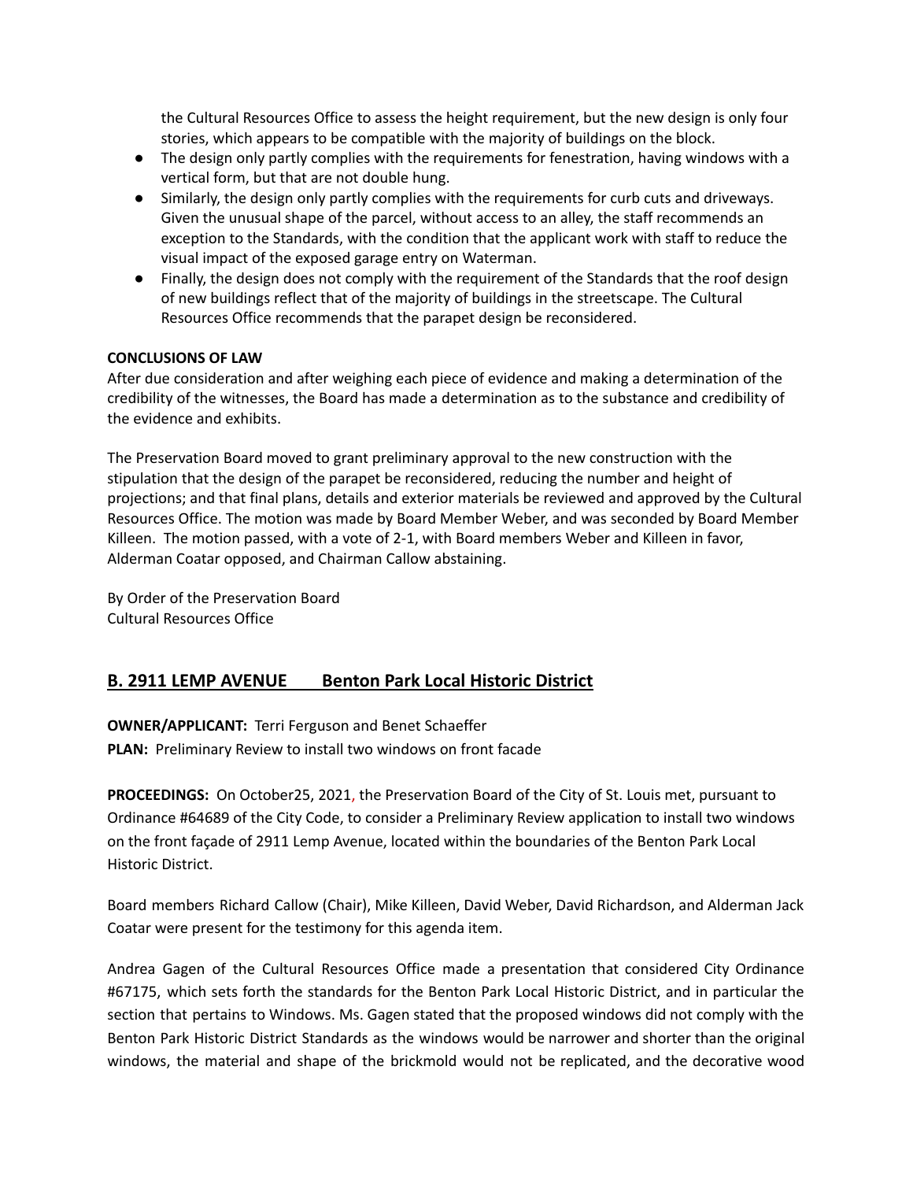the Cultural Resources Office to assess the height requirement, but the new design is only four stories, which appears to be compatible with the majority of buildings on the block.

- The design only partly complies with the requirements for fenestration, having windows with a vertical form, but that are not double hung.
- Similarly, the design only partly complies with the requirements for curb cuts and driveways. Given the unusual shape of the parcel, without access to an alley, the staff recommends an exception to the Standards, with the condition that the applicant work with staff to reduce the visual impact of the exposed garage entry on Waterman.
- Finally, the design does not comply with the requirement of the Standards that the roof design of new buildings reflect that of the majority of buildings in the streetscape. The Cultural Resources Office recommends that the parapet design be reconsidered.

**CONCLUSIONS OF LAW**

After due consideration and after weighing each piece of evidence and making a determination of the credibility of the witnesses, the Board has made a determination as to the substance and credibility of the evidence and exhibits.

The Preservation Board moved to grant preliminary approval to the new construction with the stipulation that the design of the parapet be reconsidered, reducing the number and height of projections; and that final plans, details and exterior materials be reviewed and approved by the Cultural Resources Office. The motion was made by Board Member Weber, and was seconded by Board Member Killeen. The motion passed, with a vote of 2-1, with Board members Weber and Killeen in favor, Alderman Coatar opposed, and Chairman Callow abstaining.

By Order of the Preservation Board
Cultural Resources Office

## B. 2911 LEMP AVENUE Benton Park Local Historic District

**OWNER/APPLICANT:** Terri Ferguson and Benet Schaeffer
**PLAN:** Preliminary Review to install two windows on front facade

**PROCEEDINGS:** On October25, 2021, the Preservation Board of the City of St. Louis met, pursuant to Ordinance #64689 of the City Code, to consider a Preliminary Review application to install two windows on the front façade of 2911 Lemp Avenue, located within the boundaries of the Benton Park Local Historic District.

Board members Richard Callow (Chair), Mike Killeen, David Weber, David Richardson, and Alderman Jack Coatar were present for the testimony for this agenda item.

Andrea Gagen of the Cultural Resources Office made a presentation that considered City Ordinance #67175, which sets forth the standards for the Benton Park Local Historic District, and in particular the section that pertains to Windows. Ms. Gagen stated that the proposed windows did not comply with the Benton Park Historic District Standards as the windows would be narrower and shorter than the original windows, the material and shape of the brickmold would not be replicated, and the decorative wood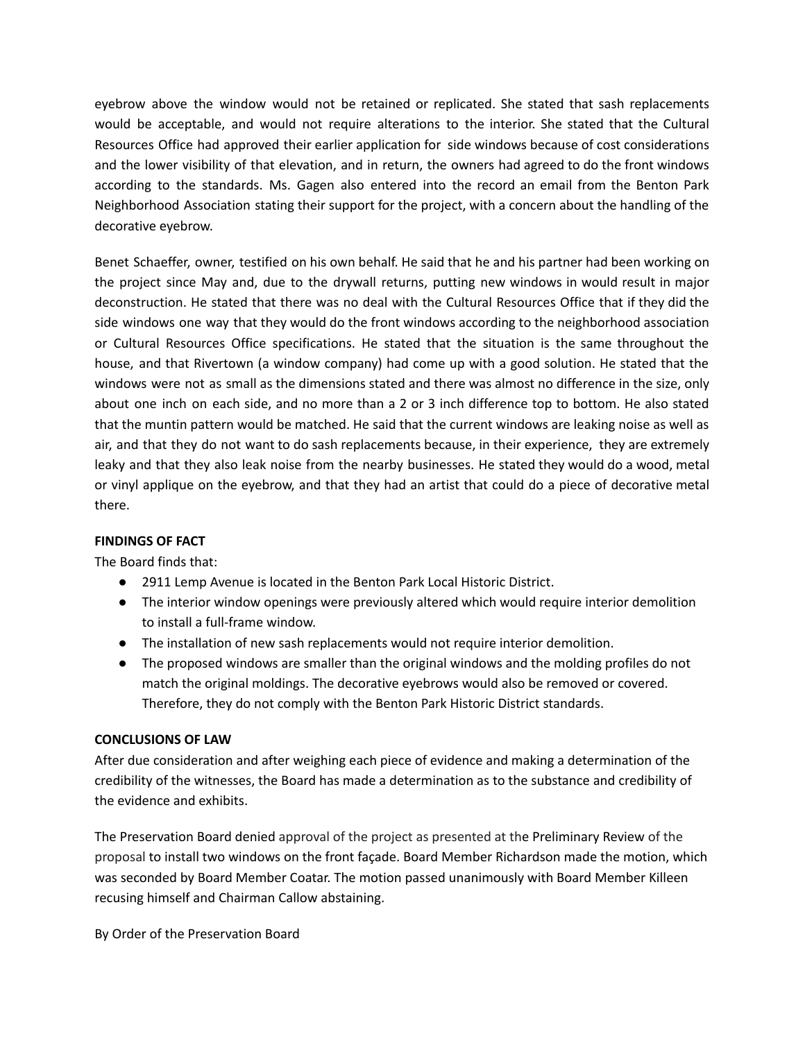eyebrow above the window would not be retained or replicated. She stated that sash replacements would be acceptable, and would not require alterations to the interior. She stated that the Cultural Resources Office had approved their earlier application for side windows because of cost considerations and the lower visibility of that elevation, and in return, the owners had agreed to do the front windows according to the standards. Ms. Gagen also entered into the record an email from the Benton Park Neighborhood Association stating their support for the project, with a concern about the handling of the decorative eyebrow.

Benet Schaeffer, owner, testified on his own behalf. He said that he and his partner had been working on the project since May and, due to the drywall returns, putting new windows in would result in major deconstruction. He stated that there was no deal with the Cultural Resources Office that if they did the side windows one way that they would do the front windows according to the neighborhood association or Cultural Resources Office specifications. He stated that the situation is the same throughout the house, and that Rivertown (a window company) had come up with a good solution. He stated that the windows were not as small as the dimensions stated and there was almost no difference in the size, only about one inch on each side, and no more than a 2 or 3 inch difference top to bottom. He also stated that the muntin pattern would be matched. He said that the current windows are leaking noise as well as air, and that they do not want to do sash replacements because, in their experience, they are extremely leaky and that they also leak noise from the nearby businesses. He stated they would do a wood, metal or vinyl applique on the eyebrow, and that they had an artist that could do a piece of decorative metal there.

**FINDINGS OF FACT**

The Board finds that:

- 2911 Lemp Avenue is located in the Benton Park Local Historic District.
- The interior window openings were previously altered which would require interior demolition to install a full-frame window.
- The installation of new sash replacements would not require interior demolition.
- The proposed windows are smaller than the original windows and the molding profiles do not match the original moldings. The decorative eyebrows would also be removed or covered. Therefore, they do not comply with the Benton Park Historic District standards.

**CONCLUSIONS OF LAW**

After due consideration and after weighing each piece of evidence and making a determination of the credibility of the witnesses, the Board has made a determination as to the substance and credibility of the evidence and exhibits.

The Preservation Board denied approval of the project as presented at the Preliminary Review of the proposal to install two windows on the front façade. Board Member Richardson made the motion, which was seconded by Board Member Coatar. The motion passed unanimously with Board Member Killeen recusing himself and Chairman Callow abstaining.

By Order of the Preservation Board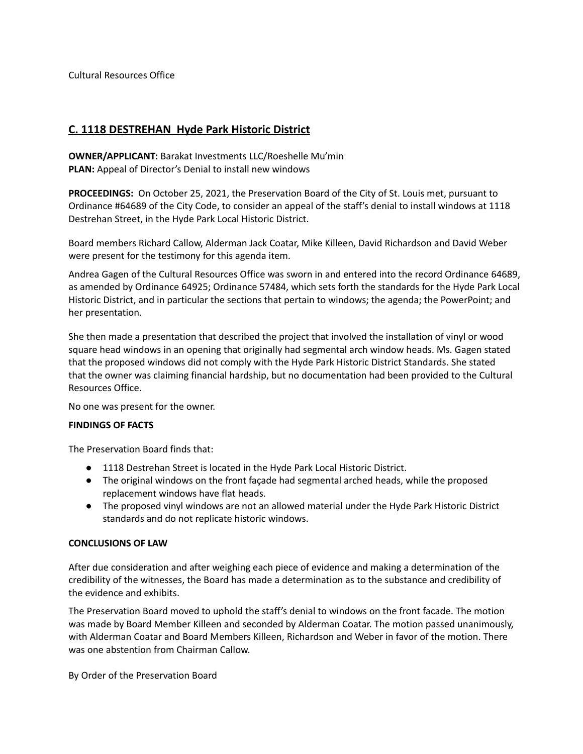Cultural Resources Office

## C. 1118 DESTREHAN  Hyde Park Historic District

**OWNER/APPLICANT:** Barakat Investments LLC/Roeshelle Mu'min
**PLAN:** Appeal of Director's Denial to install new windows

**PROCEEDINGS:** On October 25, 2021, the Preservation Board of the City of St. Louis met, pursuant to Ordinance #64689 of the City Code, to consider an appeal of the staff's denial to install windows at 1118 Destrehan Street, in the Hyde Park Local Historic District.

Board members Richard Callow, Alderman Jack Coatar, Mike Killeen, David Richardson and David Weber were present for the testimony for this agenda item.

Andrea Gagen of the Cultural Resources Office was sworn in and entered into the record Ordinance 64689, as amended by Ordinance 64925; Ordinance 57484, which sets forth the standards for the Hyde Park Local Historic District, and in particular the sections that pertain to windows; the agenda; the PowerPoint; and her presentation.

She then made a presentation that described the project that involved the installation of vinyl or wood square head windows in an opening that originally had segmental arch window heads. Ms. Gagen stated that the proposed windows did not comply with the Hyde Park Historic District Standards. She stated that the owner was claiming financial hardship, but no documentation had been provided to the Cultural Resources Office.

No one was present for the owner.

**FINDINGS OF FACTS**

The Preservation Board finds that:

- 1118 Destrehan Street is located in the Hyde Park Local Historic District.
- The original windows on the front façade had segmental arched heads, while the proposed replacement windows have flat heads.
- The proposed vinyl windows are not an allowed material under the Hyde Park Historic District standards and do not replicate historic windows.

**CONCLUSIONS OF LAW**

After due consideration and after weighing each piece of evidence and making a determination of the credibility of the witnesses, the Board has made a determination as to the substance and credibility of the evidence and exhibits.

The Preservation Board moved to uphold the staff's denial to windows on the front facade. The motion was made by Board Member Killeen and seconded by Alderman Coatar. The motion passed unanimously, with Alderman Coatar and Board Members Killeen, Richardson and Weber in favor of the motion. There was one abstention from Chairman Callow.

By Order of the Preservation Board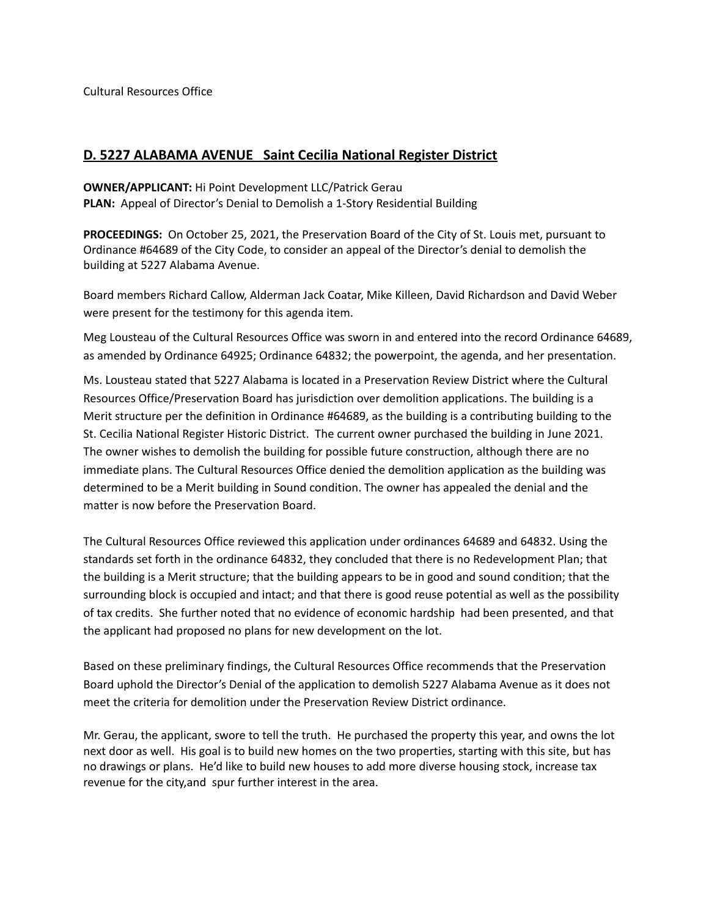Cultural Resources Office

## D. 5227 ALABAMA AVENUE   Saint Cecilia National Register District

**OWNER/APPLICANT:** Hi Point Development LLC/Patrick Gerau
**PLAN:** Appeal of Director's Denial to Demolish a 1-Story Residential Building

**PROCEEDINGS:** On October 25, 2021, the Preservation Board of the City of St. Louis met, pursuant to Ordinance #64689 of the City Code, to consider an appeal of the Director's denial to demolish the building at 5227 Alabama Avenue.

Board members Richard Callow, Alderman Jack Coatar, Mike Killeen, David Richardson and David Weber were present for the testimony for this agenda item.

Meg Lousteau of the Cultural Resources Office was sworn in and entered into the record Ordinance 64689, as amended by Ordinance 64925; Ordinance 64832; the powerpoint, the agenda, and her presentation.

Ms. Lousteau stated that 5227 Alabama is located in a Preservation Review District where the Cultural Resources Office/Preservation Board has jurisdiction over demolition applications. The building is a Merit structure per the definition in Ordinance #64689, as the building is a contributing building to the St. Cecilia National Register Historic District. The current owner purchased the building in June 2021. The owner wishes to demolish the building for possible future construction, although there are no immediate plans. The Cultural Resources Office denied the demolition application as the building was determined to be a Merit building in Sound condition. The owner has appealed the denial and the matter is now before the Preservation Board.

The Cultural Resources Office reviewed this application under ordinances 64689 and 64832. Using the standards set forth in the ordinance 64832, they concluded that there is no Redevelopment Plan; that the building is a Merit structure; that the building appears to be in good and sound condition; that the surrounding block is occupied and intact; and that there is good reuse potential as well as the possibility of tax credits. She further noted that no evidence of economic hardship had been presented, and that the applicant had proposed no plans for new development on the lot.

Based on these preliminary findings, the Cultural Resources Office recommends that the Preservation Board uphold the Director's Denial of the application to demolish 5227 Alabama Avenue as it does not meet the criteria for demolition under the Preservation Review District ordinance.

Mr. Gerau, the applicant, swore to tell the truth. He purchased the property this year, and owns the lot next door as well. His goal is to build new homes on the two properties, starting with this site, but has no drawings or plans. He'd like to build new houses to add more diverse housing stock, increase tax revenue for the city,and spur further interest in the area.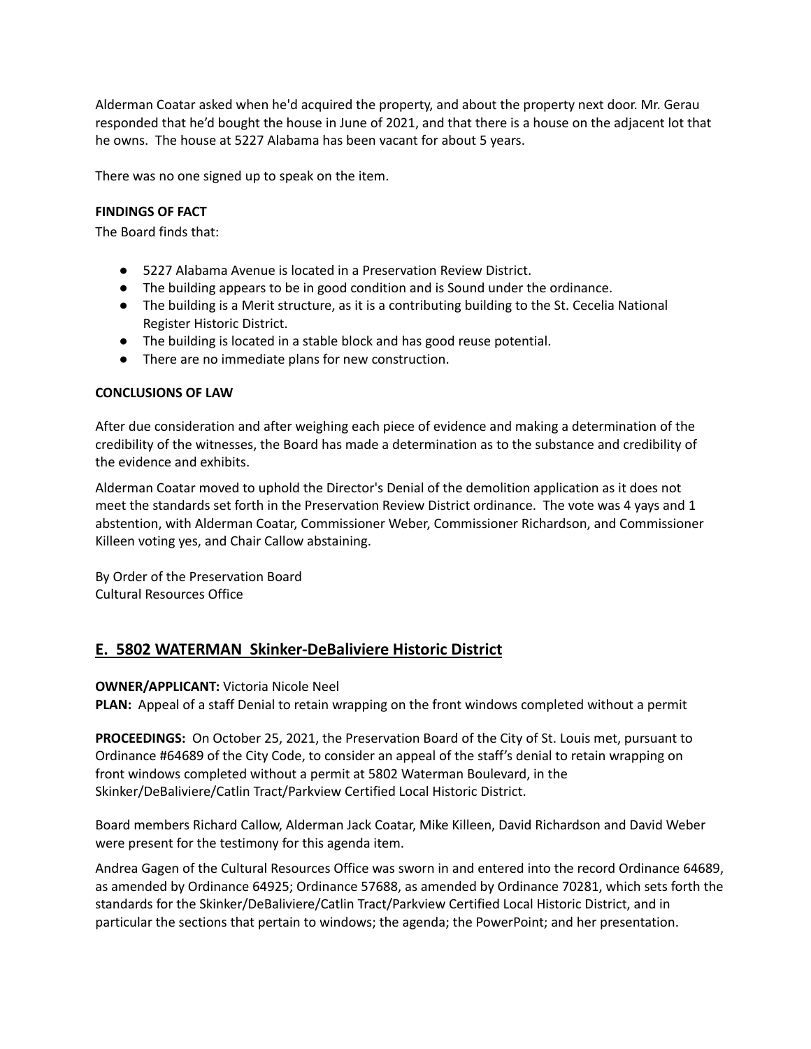Alderman Coatar asked when he'd acquired the property, and about the property next door. Mr. Gerau responded that he'd bought the house in June of 2021, and that there is a house on the adjacent lot that he owns. The house at 5227 Alabama has been vacant for about 5 years.

There was no one signed up to speak on the item.

**FINDINGS OF FACT**

The Board finds that:

- 5227 Alabama Avenue is located in a Preservation Review District.
- The building appears to be in good condition and is Sound under the ordinance.
- The building is a Merit structure, as it is a contributing building to the St. Cecelia National Register Historic District.
- The building is located in a stable block and has good reuse potential.
- There are no immediate plans for new construction.

**CONCLUSIONS OF LAW**

After due consideration and after weighing each piece of evidence and making a determination of the credibility of the witnesses, the Board has made a determination as to the substance and credibility of the evidence and exhibits.

Alderman Coatar moved to uphold the Director's Denial of the demolition application as it does not meet the standards set forth in the Preservation Review District ordinance. The vote was 4 yays and 1 abstention, with Alderman Coatar, Commissioner Weber, Commissioner Richardson, and Commissioner Killeen voting yes, and Chair Callow abstaining.

By Order of the Preservation Board
Cultural Resources Office

## E. 5802 WATERMAN Skinker-DeBaliviere Historic District

**OWNER/APPLICANT:** Victoria Nicole Neel
**PLAN:** Appeal of a staff Denial to retain wrapping on the front windows completed without a permit

**PROCEEDINGS:** On October 25, 2021, the Preservation Board of the City of St. Louis met, pursuant to Ordinance #64689 of the City Code, to consider an appeal of the staff's denial to retain wrapping on front windows completed without a permit at 5802 Waterman Boulevard, in the Skinker/DeBaliviere/Catlin Tract/Parkview Certified Local Historic District.

Board members Richard Callow, Alderman Jack Coatar, Mike Killeen, David Richardson and David Weber were present for the testimony for this agenda item.

Andrea Gagen of the Cultural Resources Office was sworn in and entered into the record Ordinance 64689, as amended by Ordinance 64925; Ordinance 57688, as amended by Ordinance 70281, which sets forth the standards for the Skinker/DeBaliviere/Catlin Tract/Parkview Certified Local Historic District, and in particular the sections that pertain to windows; the agenda; the PowerPoint; and her presentation.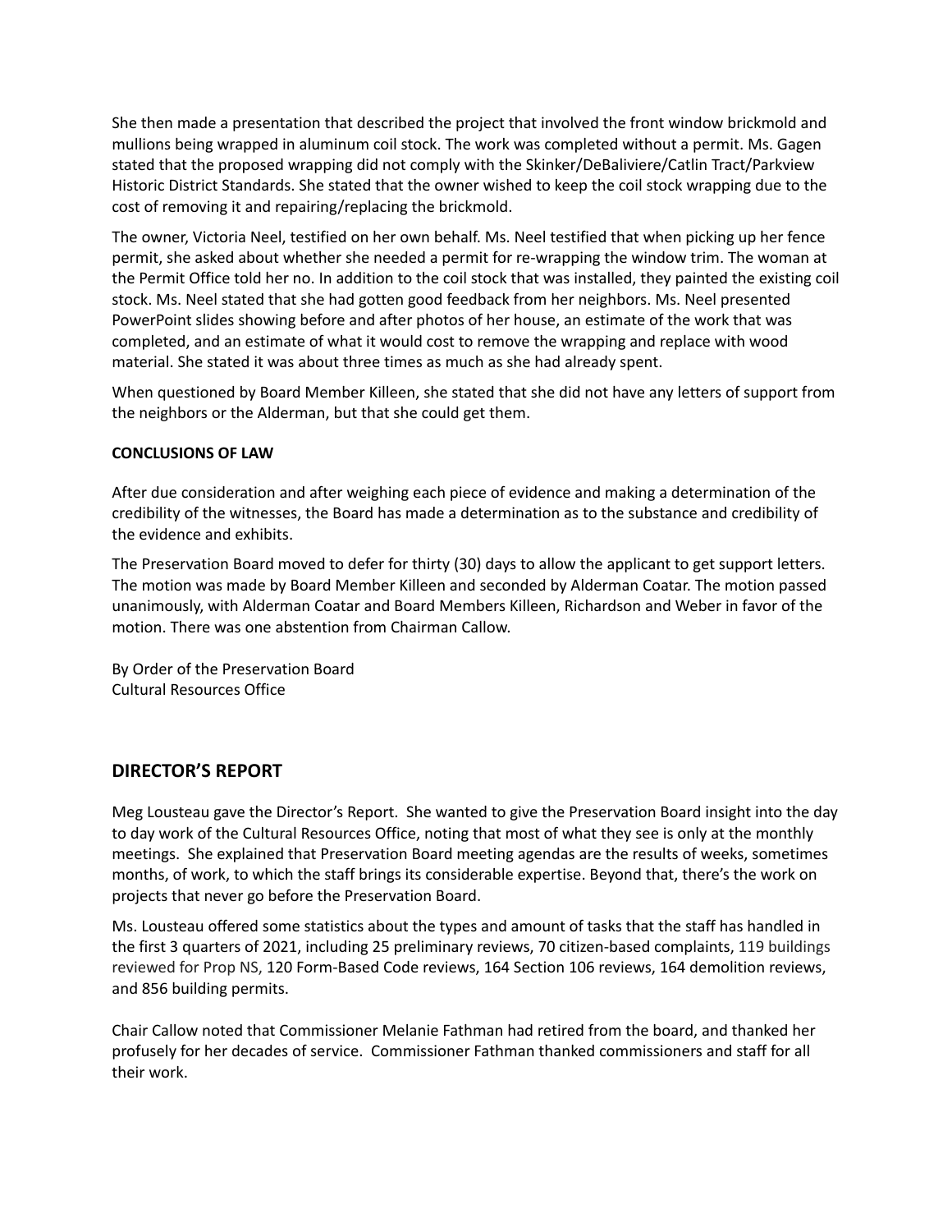She then made a presentation that described the project that involved the front window brickmold and mullions being wrapped in aluminum coil stock. The work was completed without a permit. Ms. Gagen stated that the proposed wrapping did not comply with the Skinker/DeBaliviere/Catlin Tract/Parkview Historic District Standards. She stated that the owner wished to keep the coil stock wrapping due to the cost of removing it and repairing/replacing the brickmold.

The owner, Victoria Neel, testified on her own behalf. Ms. Neel testified that when picking up her fence permit, she asked about whether she needed a permit for re-wrapping the window trim. The woman at the Permit Office told her no. In addition to the coil stock that was installed, they painted the existing coil stock. Ms. Neel stated that she had gotten good feedback from her neighbors. Ms. Neel presented PowerPoint slides showing before and after photos of her house, an estimate of the work that was completed, and an estimate of what it would cost to remove the wrapping and replace with wood material. She stated it was about three times as much as she had already spent.

When questioned by Board Member Killeen, she stated that she did not have any letters of support from the neighbors or the Alderman, but that she could get them.

**CONCLUSIONS OF LAW**

After due consideration and after weighing each piece of evidence and making a determination of the credibility of the witnesses, the Board has made a determination as to the substance and credibility of the evidence and exhibits.

The Preservation Board moved to defer for thirty (30) days to allow the applicant to get support letters. The motion was made by Board Member Killeen and seconded by Alderman Coatar. The motion passed unanimously, with Alderman Coatar and Board Members Killeen, Richardson and Weber in favor of the motion. There was one abstention from Chairman Callow.

By Order of the Preservation Board
Cultural Resources Office

## DIRECTOR'S REPORT

Meg Lousteau gave the Director's Report. She wanted to give the Preservation Board insight into the day to day work of the Cultural Resources Office, noting that most of what they see is only at the monthly meetings. She explained that Preservation Board meeting agendas are the results of weeks, sometimes months, of work, to which the staff brings its considerable expertise. Beyond that, there's the work on projects that never go before the Preservation Board.

Ms. Lousteau offered some statistics about the types and amount of tasks that the staff has handled in the first 3 quarters of 2021, including 25 preliminary reviews, 70 citizen-based complaints, 119 buildings reviewed for Prop NS, 120 Form-Based Code reviews, 164 Section 106 reviews, 164 demolition reviews, and 856 building permits.

Chair Callow noted that Commissioner Melanie Fathman had retired from the board, and thanked her profusely for her decades of service. Commissioner Fathman thanked commissioners and staff for all their work.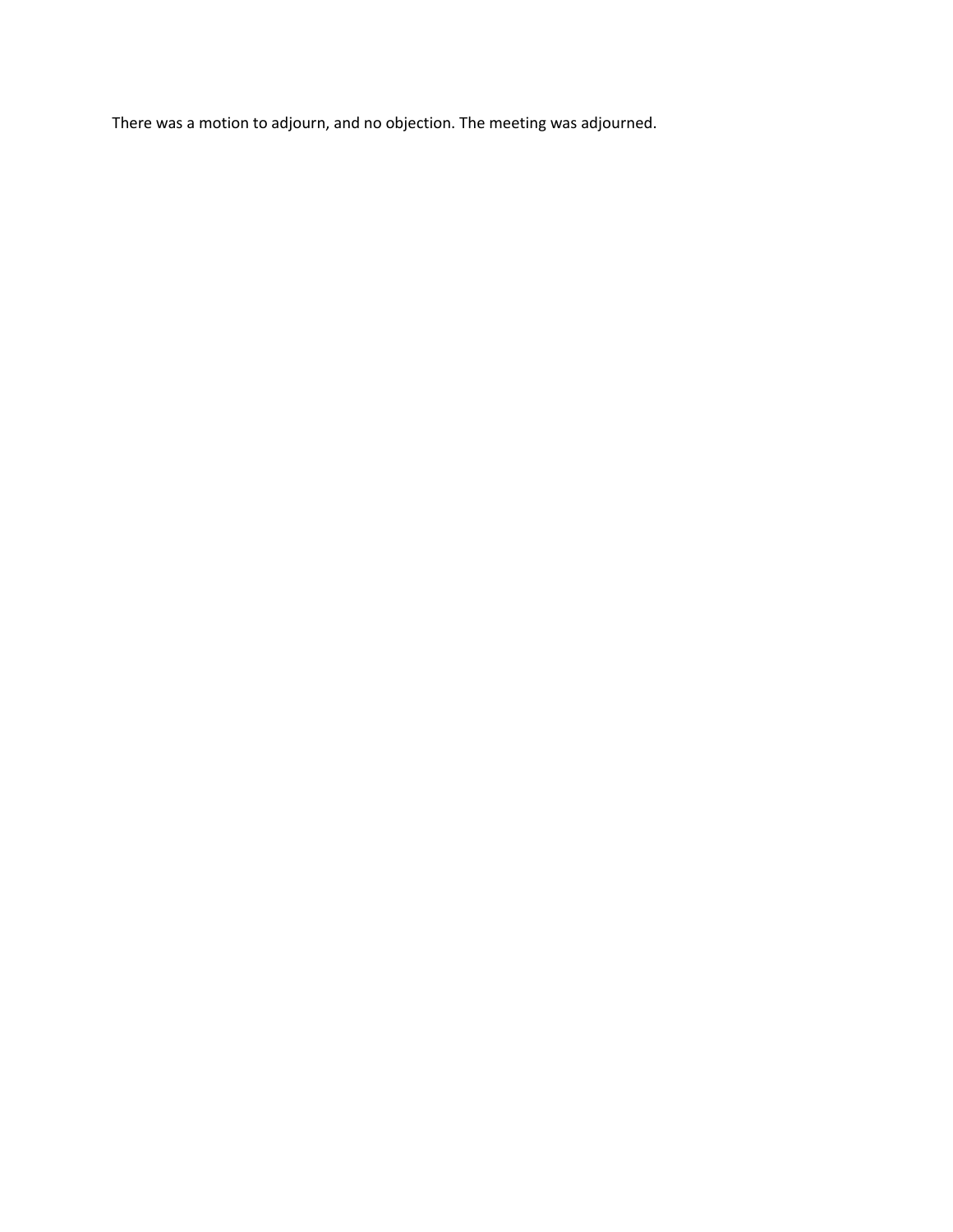There was a motion to adjourn, and no objection. The meeting was adjourned.